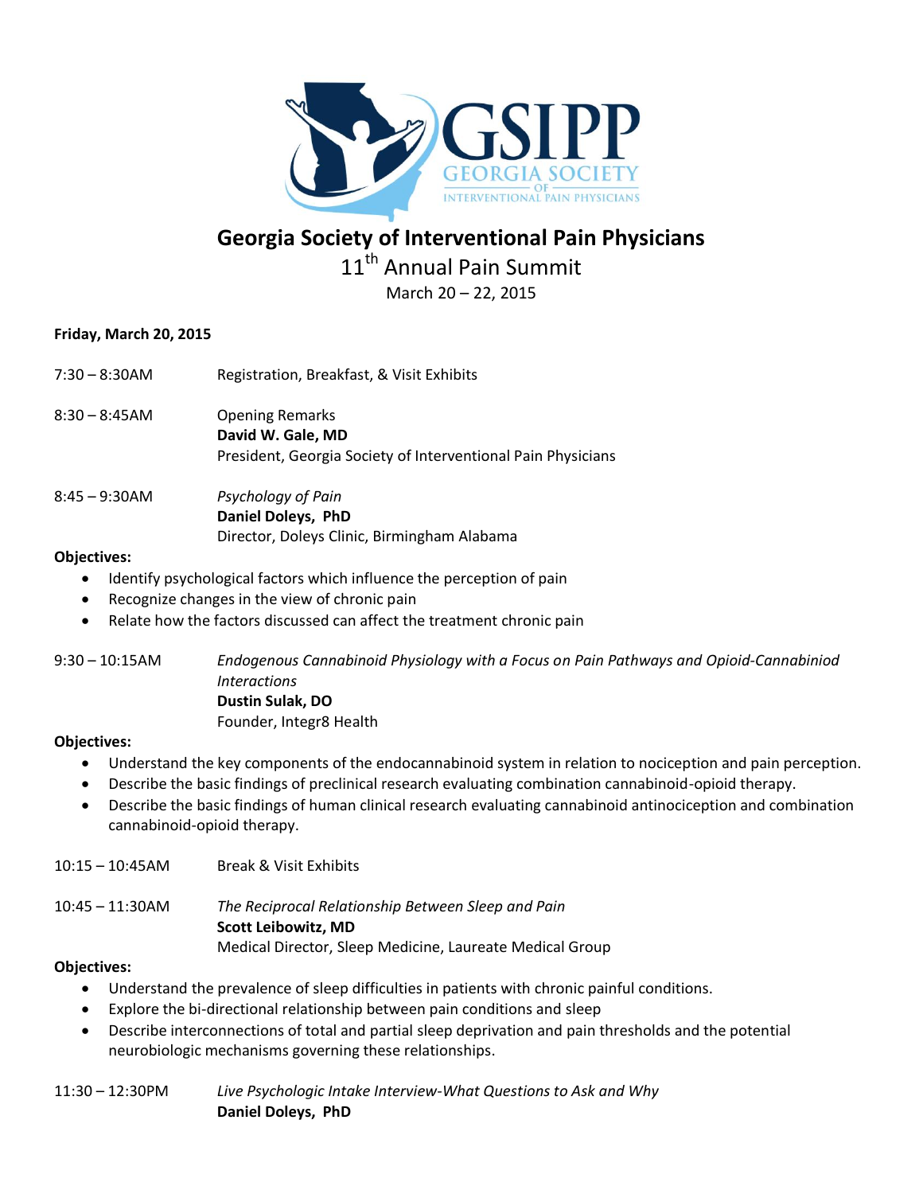# Georgia Society of Interventional Pain Physicians

## 11th Annual Pain Summit

March 20 – 22, 2015

**Friday, March 20, 2015**

7:30 – 8:30AM Registration, Breakfast, & Visit Exhibits

8:30 – 8:45AM Opening Remarks
**David W. Gale, MD**
President, Georgia Society of Interventional Pain Physicians

8:45 – 9:30AM *Psychology of Pain*
**Daniel Doleys, PhD**
Director, Doleys Clinic, Birmingham Alabama

**Objectives:**

- Identify psychological factors which influence the perception of pain
- Recognize changes in the view of chronic pain
- Relate how the factors discussed can affect the treatment chronic pain

9:30 – 10:15AM *Endogenous Cannabinoid Physiology with a Focus on Pain Pathways and Opioid-Cannabiniod Interactions*
**Dustin Sulak, DO**
Founder, Integr8 Health

**Objectives:**

- Understand the key components of the endocannabinoid system in relation to nociception and pain perception.
- Describe the basic findings of preclinical research evaluating combination cannabinoid-opioid therapy.
- Describe the basic findings of human clinical research evaluating cannabinoid antinociception and combination cannabinoid-opioid therapy.

10:15 – 10:45AM Break & Visit Exhibits

10:45 – 11:30AM *The Reciprocal Relationship Between Sleep and Pain*
**Scott Leibowitz, MD**
Medical Director, Sleep Medicine, Laureate Medical Group

**Objectives:**

- Understand the prevalence of sleep difficulties in patients with chronic painful conditions.
- Explore the bi-directional relationship between pain conditions and sleep
- Describe interconnections of total and partial sleep deprivation and pain thresholds and the potential neurobiologic mechanisms governing these relationships.

11:30 – 12:30PM *Live Psychologic Intake Interview-What Questions to Ask and Why*
**Daniel Doleys, PhD**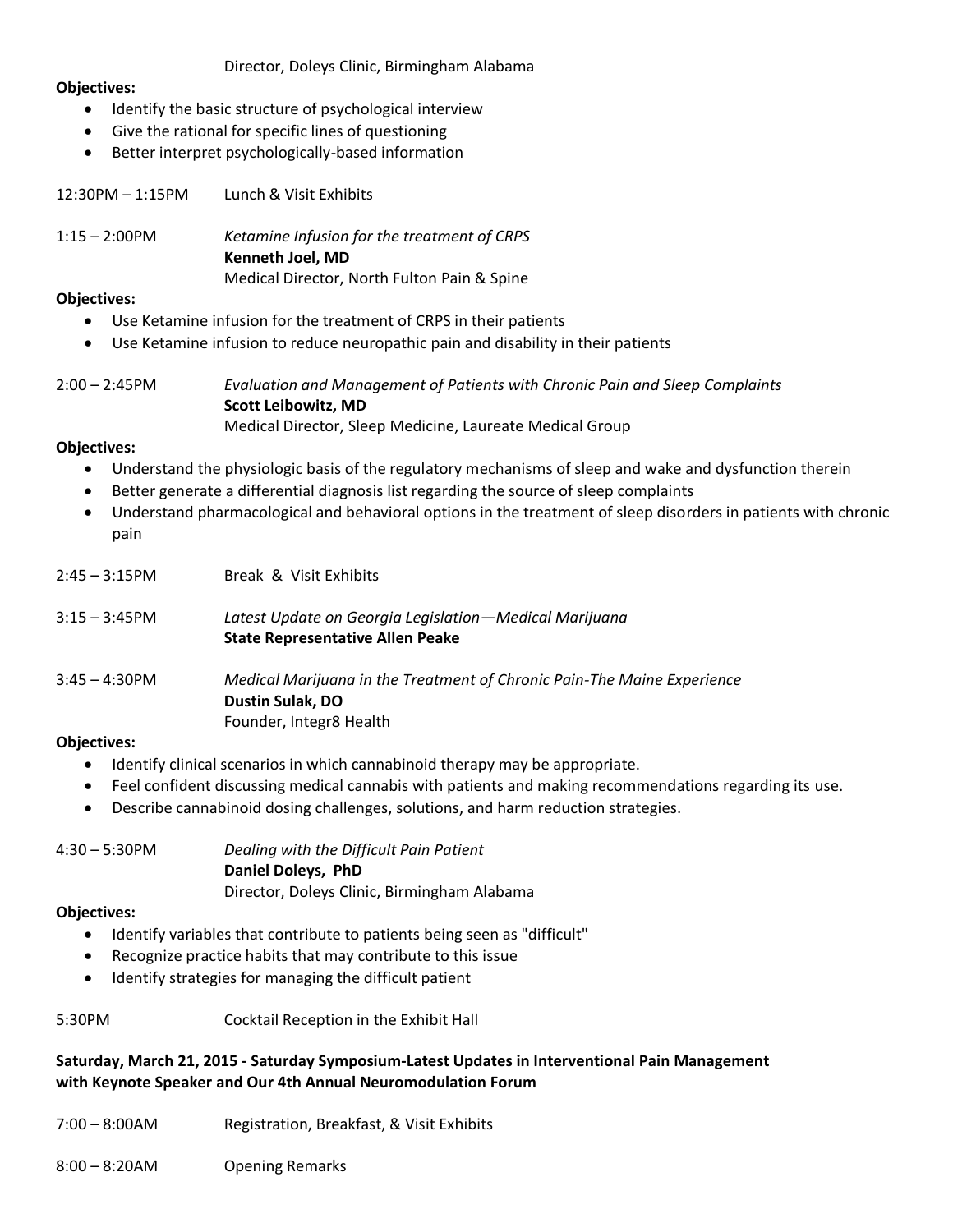Director, Doleys Clinic, Birmingham Alabama

**Objectives:**

- Identify the basic structure of psychological interview
- Give the rational for specific lines of questioning
- Better interpret psychologically-based information

12:30PM – 1:15PM Lunch & Visit Exhibits

1:15 – 2:00PM *Ketamine Infusion for the treatment of CRPS*
**Kenneth Joel, MD**
Medical Director, North Fulton Pain & Spine

**Objectives:**

- Use Ketamine infusion for the treatment of CRPS in their patients
- Use Ketamine infusion to reduce neuropathic pain and disability in their patients

2:00 – 2:45PM *Evaluation and Management of Patients with Chronic Pain and Sleep Complaints*
**Scott Leibowitz, MD**
Medical Director, Sleep Medicine, Laureate Medical Group

**Objectives:**

- Understand the physiologic basis of the regulatory mechanisms of sleep and wake and dysfunction therein
- Better generate a differential diagnosis list regarding the source of sleep complaints
- Understand pharmacological and behavioral options in the treatment of sleep disorders in patients with chronic pain

2:45 – 3:15PM Break & Visit Exhibits

3:15 – 3:45PM *Latest Update on Georgia Legislation—Medical Marijuana*
**State Representative Allen Peake**

3:45 – 4:30PM *Medical Marijuana in the Treatment of Chronic Pain-The Maine Experience*
**Dustin Sulak, DO**
Founder, Integr8 Health

**Objectives:**

- Identify clinical scenarios in which cannabinoid therapy may be appropriate.
- Feel confident discussing medical cannabis with patients and making recommendations regarding its use.
- Describe cannabinoid dosing challenges, solutions, and harm reduction strategies.

4:30 – 5:30PM *Dealing with the Difficult Pain Patient*
**Daniel Doleys, PhD**
Director, Doleys Clinic, Birmingham Alabama

**Objectives:**

- Identify variables that contribute to patients being seen as "difficult"
- Recognize practice habits that may contribute to this issue
- Identify strategies for managing the difficult patient

5:30PM Cocktail Reception in the Exhibit Hall

**Saturday, March 21, 2015 - Saturday Symposium-Latest Updates in Interventional Pain Management with Keynote Speaker and Our 4th Annual Neuromodulation Forum**

7:00 – 8:00AM Registration, Breakfast, & Visit Exhibits

8:00 – 8:20AM Opening Remarks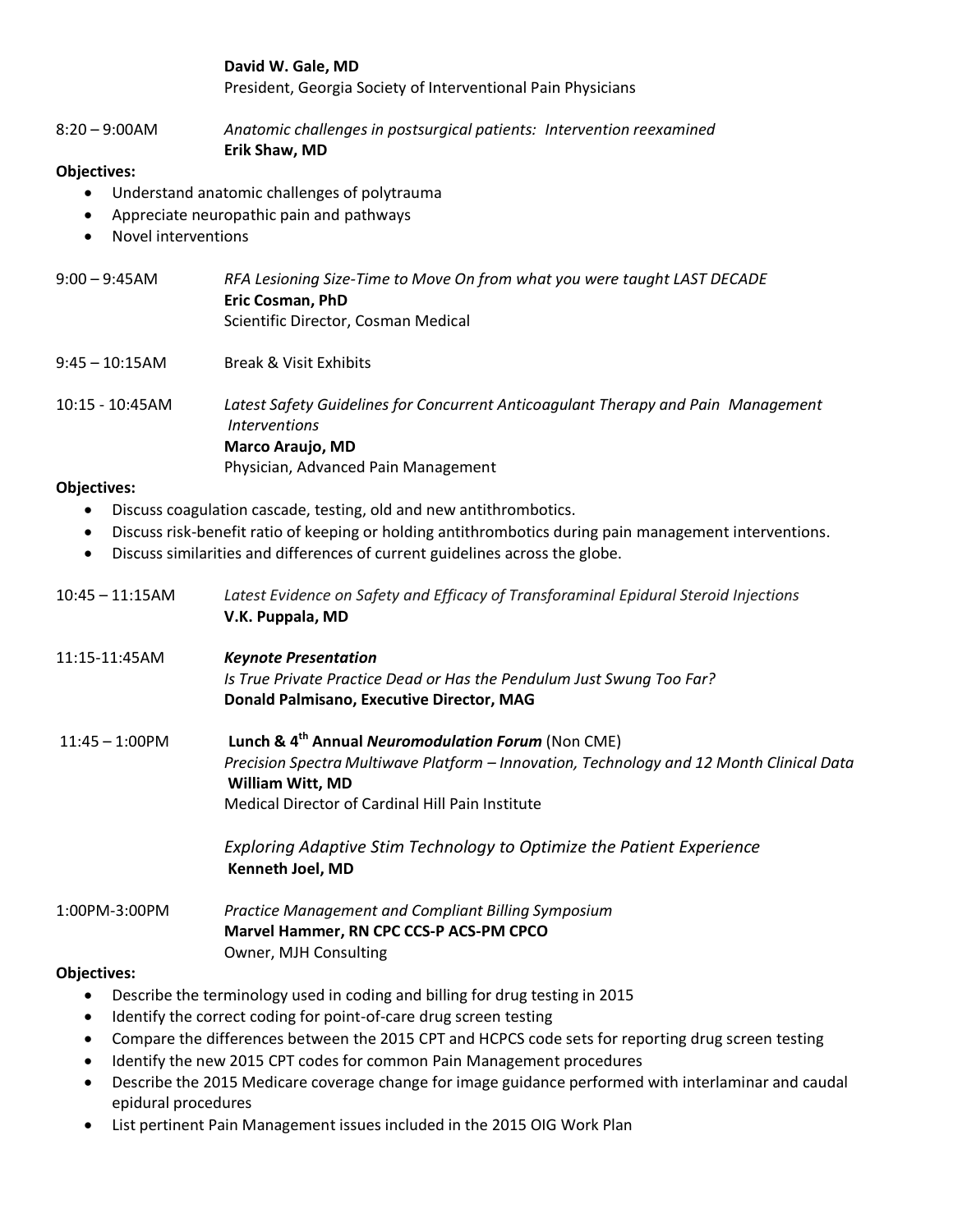**David W. Gale, MD**
President, Georgia Society of Interventional Pain Physicians

8:20 – 9:00AM *Anatomic challenges in postsurgical patients: Intervention reexamined*
**Erik Shaw, MD**

**Objectives:**

- Understand anatomic challenges of polytrauma
- Appreciate neuropathic pain and pathways
- Novel interventions

9:00 – 9:45AM *RFA Lesioning Size-Time to Move On from what you were taught LAST DECADE*
**Eric Cosman, PhD**
Scientific Director, Cosman Medical

9:45 – 10:15AM Break & Visit Exhibits

10:15 - 10:45AM *Latest Safety Guidelines for Concurrent Anticoagulant Therapy and Pain Management Interventions*
**Marco Araujo, MD**
Physician, Advanced Pain Management

**Objectives:**

- Discuss coagulation cascade, testing, old and new antithrombotics.
- Discuss risk-benefit ratio of keeping or holding antithrombotics during pain management interventions.
- Discuss similarities and differences of current guidelines across the globe.

10:45 – 11:15AM *Latest Evidence on Safety and Efficacy of Transforaminal Epidural Steroid Injections*
**V.K. Puppala, MD**

11:15-11:45AM ***Keynote Presentation***
*Is True Private Practice Dead or Has the Pendulum Just Swung Too Far?*
**Donald Palmisano, Executive Director, MAG**

11:45 – 1:00PM **Lunch & 4th Annual *Neuromodulation Forum*** (Non CME)
*Precision Spectra Multiwave Platform – Innovation, Technology and 12 Month Clinical Data*
**William Witt, MD**
Medical Director of Cardinal Hill Pain Institute

*Exploring Adaptive Stim Technology to Optimize the Patient Experience*
**Kenneth Joel, MD**

1:00PM-3:00PM *Practice Management and Compliant Billing Symposium*
**Marvel Hammer, RN CPC CCS-P ACS-PM CPCO**
Owner, MJH Consulting

**Objectives:**

- Describe the terminology used in coding and billing for drug testing in 2015
- Identify the correct coding for point-of-care drug screen testing
- Compare the differences between the 2015 CPT and HCPCS code sets for reporting drug screen testing
- Identify the new 2015 CPT codes for common Pain Management procedures
- Describe the 2015 Medicare coverage change for image guidance performed with interlaminar and caudal epidural procedures
- List pertinent Pain Management issues included in the 2015 OIG Work Plan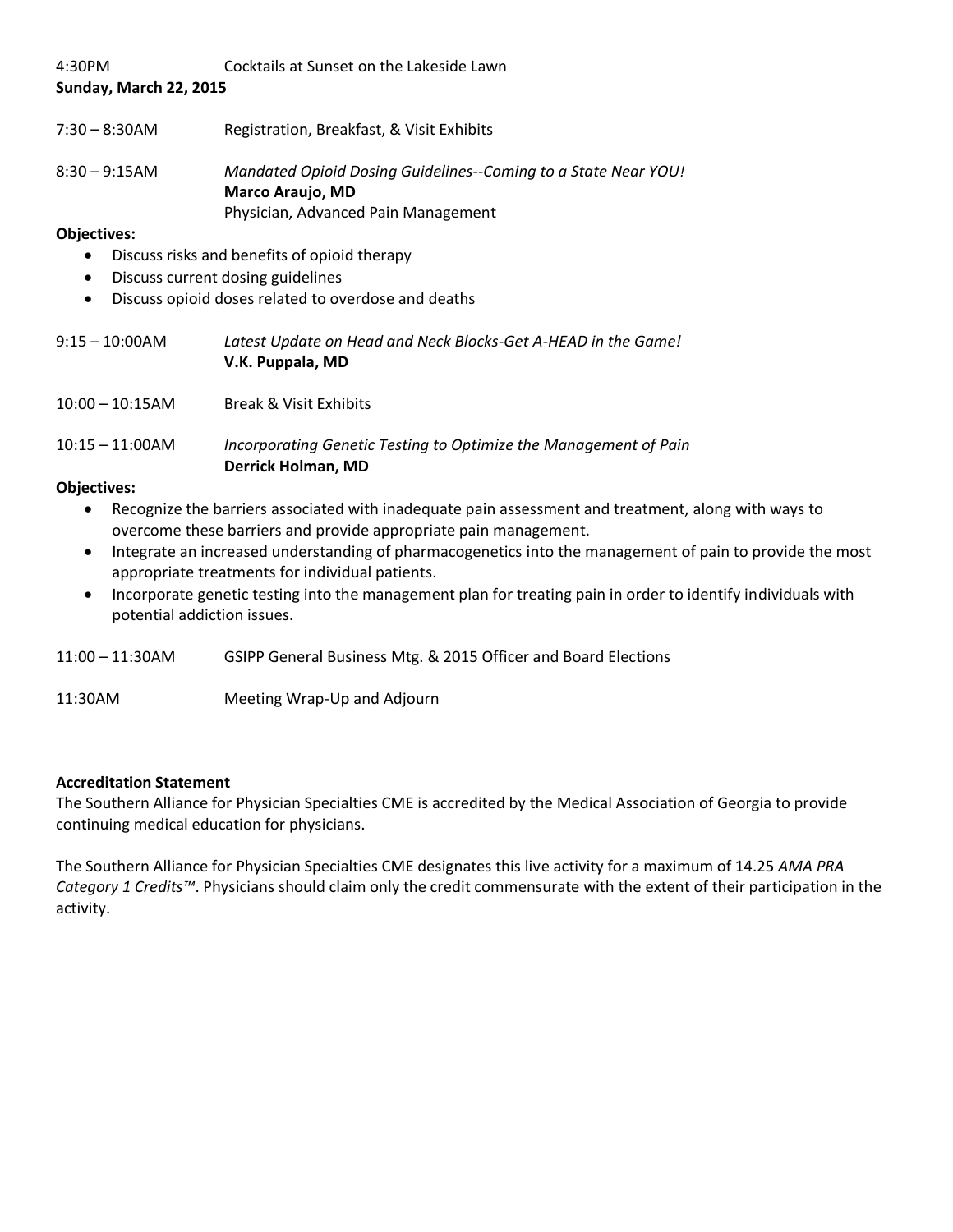4:30PM Cocktails at Sunset on the Lakeside Lawn

**Sunday, March 22, 2015**

7:30 – 8:30AM Registration, Breakfast, & Visit Exhibits

8:30 – 9:15AM *Mandated Opioid Dosing Guidelines--Coming to a State Near YOU!*
**Marco Araujo, MD**
Physician, Advanced Pain Management

**Objectives:**

- Discuss risks and benefits of opioid therapy
- Discuss current dosing guidelines
- Discuss opioid doses related to overdose and deaths

9:15 – 10:00AM *Latest Update on Head and Neck Blocks-Get A-HEAD in the Game!*
**V.K. Puppala, MD**

10:00 – 10:15AM Break & Visit Exhibits

10:15 – 11:00AM *Incorporating Genetic Testing to Optimize the Management of Pain*
**Derrick Holman, MD**

**Objectives:**

- Recognize the barriers associated with inadequate pain assessment and treatment, along with ways to overcome these barriers and provide appropriate pain management.
- Integrate an increased understanding of pharmacogenetics into the management of pain to provide the most appropriate treatments for individual patients.
- Incorporate genetic testing into the management plan for treating pain in order to identify individuals with potential addiction issues.

11:00 – 11:30AM GSIPP General Business Mtg. & 2015 Officer and Board Elections

11:30AM Meeting Wrap-Up and Adjourn

**Accreditation Statement**

The Southern Alliance for Physician Specialties CME is accredited by the Medical Association of Georgia to provide continuing medical education for physicians.

The Southern Alliance for Physician Specialties CME designates this live activity for a maximum of 14.25 *AMA PRA Category 1 Credits™*. Physicians should claim only the credit commensurate with the extent of their participation in the activity.